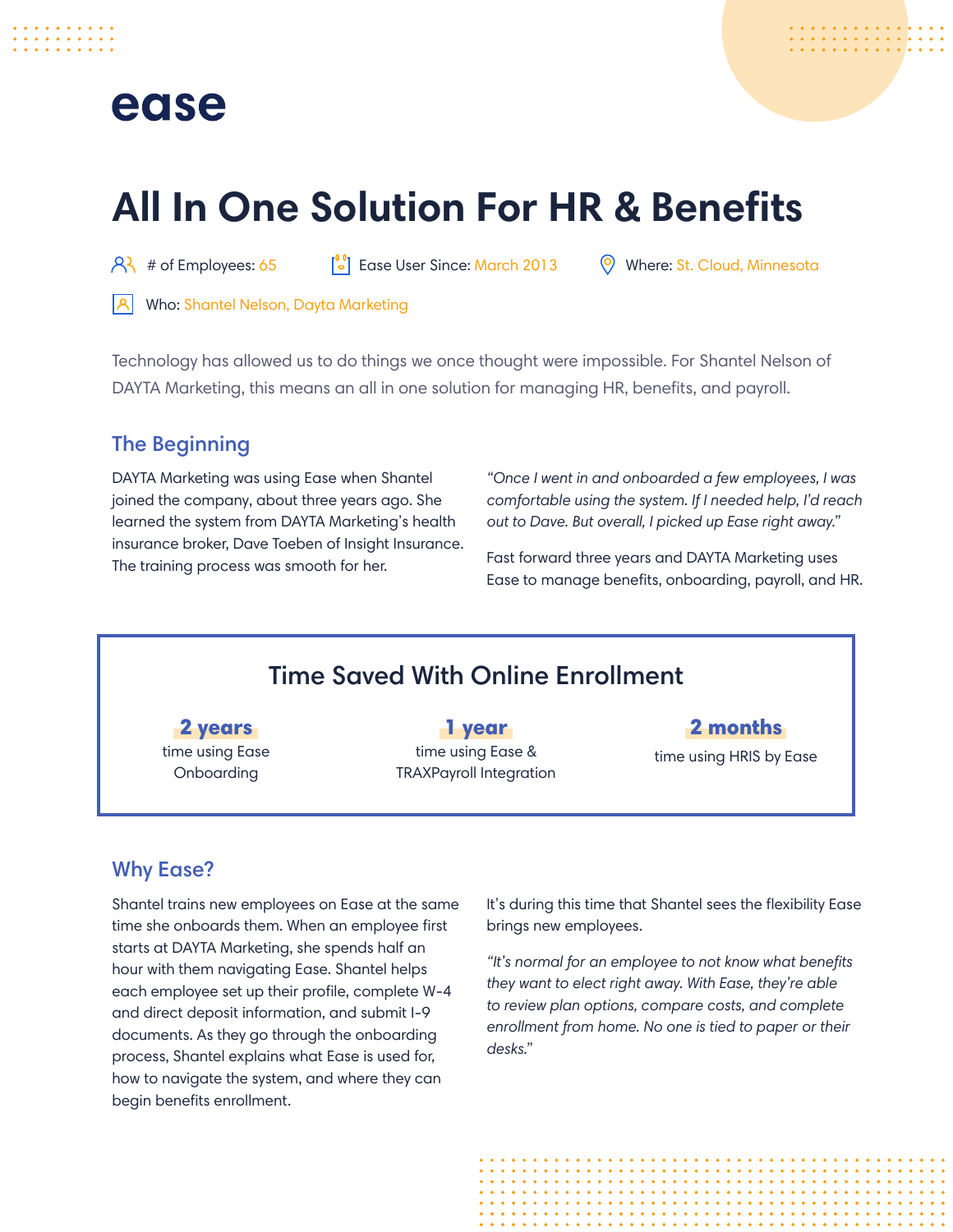ease

# All In One Solution For HR & Benefits

\# of Employees: 65 | Ease User Since: March 2013 | Where: St. Cloud, Minnesota

Who: Shantel Nelson, Dayta Marketing

Technology has allowed us to do things we once thought were impossible. For Shantel Nelson of DAYTA Marketing, this means an all in one solution for managing HR, benefits, and payroll.

## The Beginning

DAYTA Marketing was using Ease when Shantel joined the company, about three years ago. She learned the system from DAYTA Marketing's health insurance broker, Dave Toeben of Insight Insurance. The training process was smooth for her.

*"Once I went in and onboarded a few employees, I was comfortable using the system. If I needed help, I'd reach out to Dave. But overall, I picked up Ease right away."*

Fast forward three years and DAYTA Marketing uses Ease to manage benefits, onboarding, payroll, and HR.

### Time Saved With Online Enrollment

**2 years**
time using Ease Onboarding

**1 year**
time using Ease & TRAXPayroll Integration

**2 months**
time using HRIS by Ease

## Why Ease?

Shantel trains new employees on Ease at the same time she onboards them. When an employee first starts at DAYTA Marketing, she spends half an hour with them navigating Ease. Shantel helps each employee set up their profile, complete W-4 and direct deposit information, and submit I-9 documents. As they go through the onboarding process, Shantel explains what Ease is used for, how to navigate the system, and where they can begin benefits enrollment.

It's during this time that Shantel sees the flexibility Ease brings new employees.

*"It's normal for an employee to not know what benefits they want to elect right away. With Ease, they're able to review plan options, compare costs, and complete enrollment from home. No one is tied to paper or their desks."*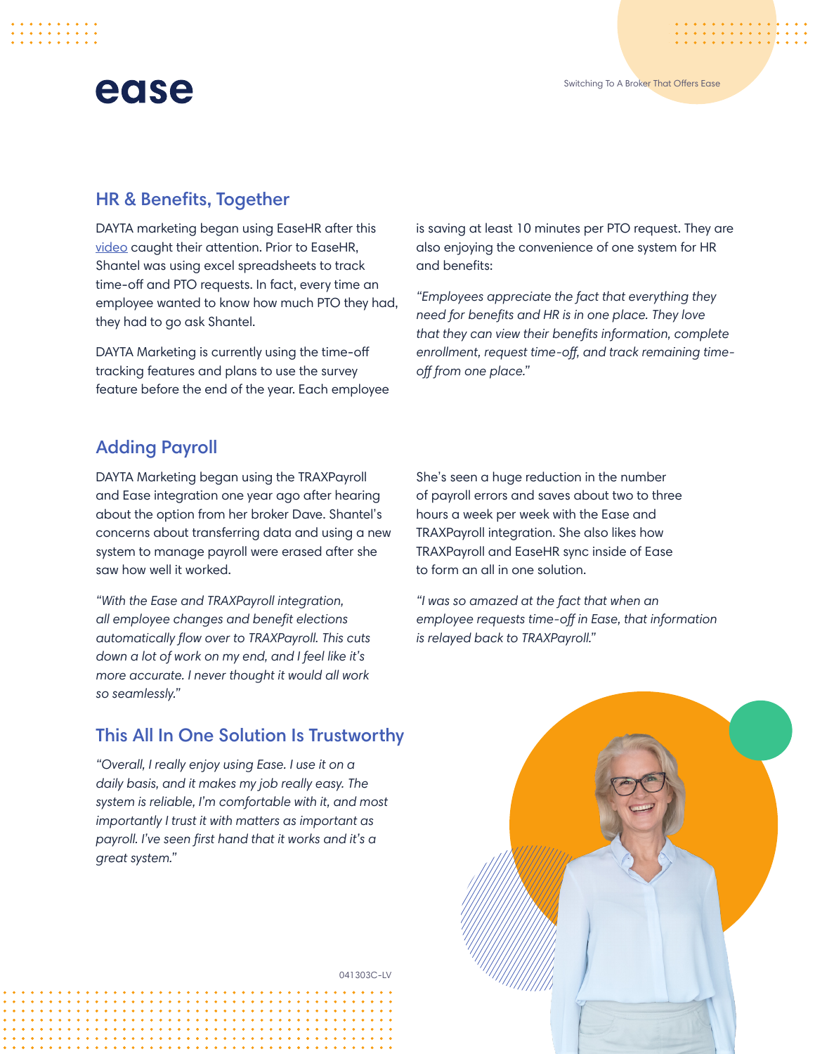ease

Switching To A Broker That Offers Ease

## HR & Benefits, Together

DAYTA marketing began using EaseHR after this video caught their attention. Prior to EaseHR, Shantel was using excel spreadsheets to track time-off and PTO requests. In fact, every time an employee wanted to know how much PTO they had, they had to go ask Shantel.

DAYTA Marketing is currently using the time-off tracking features and plans to use the survey feature before the end of the year. Each employee is saving at least 10 minutes per PTO request. They are also enjoying the convenience of one system for HR and benefits:

*"Employees appreciate the fact that everything they need for benefits and HR is in one place. They love that they can view their benefits information, complete enrollment, request time-off, and track remaining time-off from one place."*

## Adding Payroll

DAYTA Marketing began using the TRAXPayroll and Ease integration one year ago after hearing about the option from her broker Dave. Shantel's concerns about transferring data and using a new system to manage payroll were erased after she saw how well it worked.

*"With the Ease and TRAXPayroll integration, all employee changes and benefit elections automatically flow over to TRAXPayroll. This cuts down a lot of work on my end, and I feel like it's more accurate. I never thought it would all work so seamlessly."*

She's seen a huge reduction in the number of payroll errors and saves about two to three hours a week per week with the Ease and TRAXPayroll integration. She also likes how TRAXPayroll and EaseHR sync inside of Ease to form an all in one solution.

*"I was so amazed at the fact that when an employee requests time-off in Ease, that information is relayed back to TRAXPayroll."*

## This All In One Solution Is Trustworthy

*"Overall, I really enjoy using Ease. I use it on a daily basis, and it makes my job really easy. The system is reliable, I'm comfortable with it, and most importantly I trust it with matters as important as payroll. I've seen first hand that it works and it's a great system."*

041303C-LV